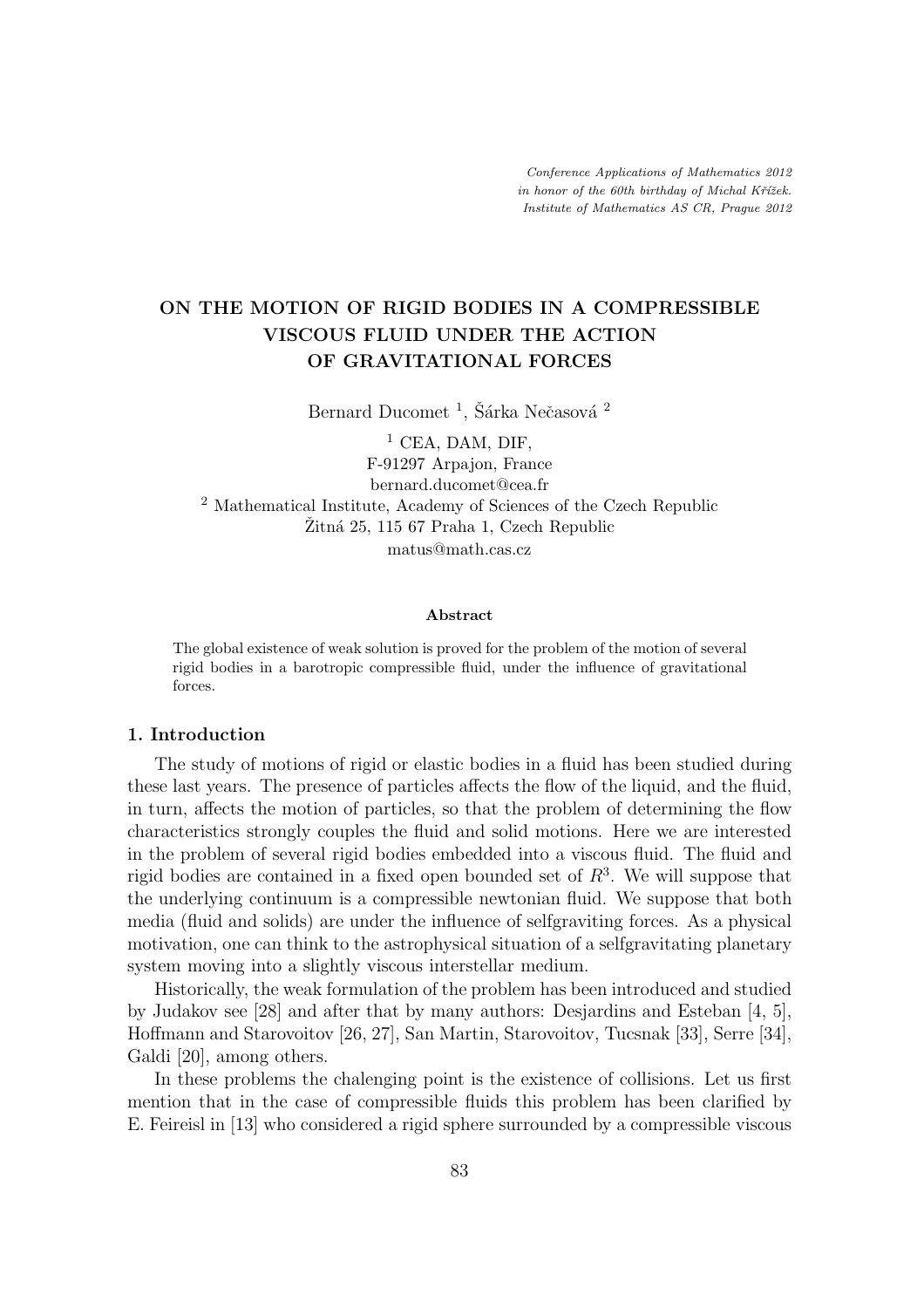*Conference Applications of Mathematics 2012*
*in honor of the 60th birthday of Michal Křížek.*
*Institute of Mathematics AS CR, Prague 2012*

# ON THE MOTION OF RIGID BODIES IN A COMPRESSIBLE VISCOUS FLUID UNDER THE ACTION OF GRAVITATIONAL FORCES

Bernard Ducomet [1], Šárka Nečasová [2]

[1] CEA, DAM, DIF,
F-91297 Arpajon, France
bernard.ducomet@cea.fr

[2] Mathematical Institute, Academy of Sciences of the Czech Republic
Žitná 25, 115 67 Praha 1, Czech Republic
matus@math.cas.cz

**Abstract**

The global existence of weak solution is proved for the problem of the motion of several rigid bodies in a barotropic compressible fluid, under the influence of gravitational forces.

## 1. Introduction

The study of motions of rigid or elastic bodies in a fluid has been studied during these last years. The presence of particles affects the flow of the liquid, and the fluid, in turn, affects the motion of particles, so that the problem of determining the flow characteristics strongly couples the fluid and solid motions. Here we are interested in the problem of several rigid bodies embedded into a viscous fluid. The fluid and rigid bodies are contained in a fixed open bounded set of $R^3$. We will suppose that the underlying continuum is a compressible newtonian fluid. We suppose that both media (fluid and solids) are under the influence of selfgraviting forces. As a physical motivation, one can think to the astrophysical situation of a selfgravitating planetary system moving into a slightly viscous interstellar medium.

Historically, the weak formulation of the problem has been introduced and studied by Judakov see [28] and after that by many authors: Desjardins and Esteban [4, 5], Hoffmann and Starovoitov [26, 27], San Martin, Starovoitov, Tucsnak [33], Serre [34], Galdi [20], among others.

In these problems the chalenging point is the existence of collisions. Let us first mention that in the case of compressible fluids this problem has been clarified by E. Feireisl in [13] who considered a rigid sphere surrounded by a compressible viscous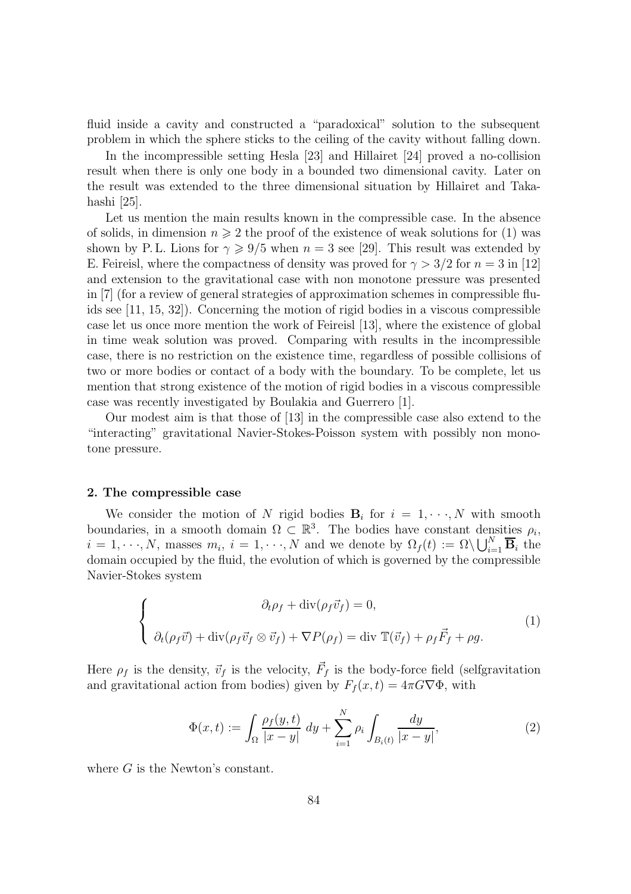fluid inside a cavity and constructed a "paradoxical" solution to the subsequent problem in which the sphere sticks to the ceiling of the cavity without falling down.

In the incompressible setting Hesla [23] and Hillairet [24] proved a no-collision result when there is only one body in a bounded two dimensional cavity. Later on the result was extended to the three dimensional situation by Hillairet and Takahashi [25].

Let us mention the main results known in the compressible case. In the absence of solids, in dimension $n \geqslant 2$ the proof of the existence of weak solutions for (1) was shown by P. L. Lions for $\gamma \geqslant 9/5$ when $n = 3$ see [29]. This result was extended by E. Feireisl, where the compactness of density was proved for $\gamma > 3/2$ for $n = 3$ in [12] and extension to the gravitational case with non monotone pressure was presented in [7] (for a review of general strategies of approximation schemes in compressible fluids see [11, 15, 32]). Concerning the motion of rigid bodies in a viscous compressible case let us once more mention the work of Feireisl [13], where the existence of global in time weak solution was proved. Comparing with results in the incompressible case, there is no restriction on the existence time, regardless of possible collisions of two or more bodies or contact of a body with the boundary. To be complete, let us mention that strong existence of the motion of rigid bodies in a viscous compressible case was recently investigated by Boulakia and Guerrero [1].

Our modest aim is that those of [13] in the compressible case also extend to the "interacting" gravitational Navier-Stokes-Poisson system with possibly non monotone pressure.

## 2. The compressible case

We consider the motion of $N$ rigid bodies $\mathbf{B}_i$ for $i = 1, \cdots, N$ with smooth boundaries, in a smooth domain $\Omega \subset \mathbb{R}^3$. The bodies have constant densities $\rho_i$, $i = 1, \cdots, N$, masses $m_i$, $i = 1, \cdots, N$ and we denote by $\Omega_f(t) := \Omega \setminus \bigcup_{i=1}^N \overline{\mathbf{B}}_i$ the domain occupied by the fluid, the evolution of which is governed by the compressible Navier-Stokes system

$$
\left\{
\begin{array}{c}
\partial_t \rho_f + \operatorname{div}(\rho_f \vec{v}_f) = 0, \\[2ex]
\partial_t (\rho_f \vec{v}) + \operatorname{div}(\rho_f \vec{v}_f \otimes \vec{v}_f) + \nabla P(\rho_f) = \operatorname{div} \mathbb{T}(\vec{v}_f) + \rho_f \vec{F}_f + \rho g.
\end{array}
\right.
\tag{1}
$$

Here $\rho_f$ is the density, $\vec{v}_f$ is the velocity, $\vec{F}_f$ is the body-force field (selfgravitation and gravitational action from bodies) given by $F_f(x,t) = 4\pi G \nabla \Phi$, with

$$
\Phi(x,t) := \int_\Omega \frac{\rho_f(y,t)}{|x-y|}\, dy + \sum_{i=1}^N \rho_i \int_{B_i(t)} \frac{dy}{|x-y|},
\tag{2}
$$

where $G$ is the Newton's constant.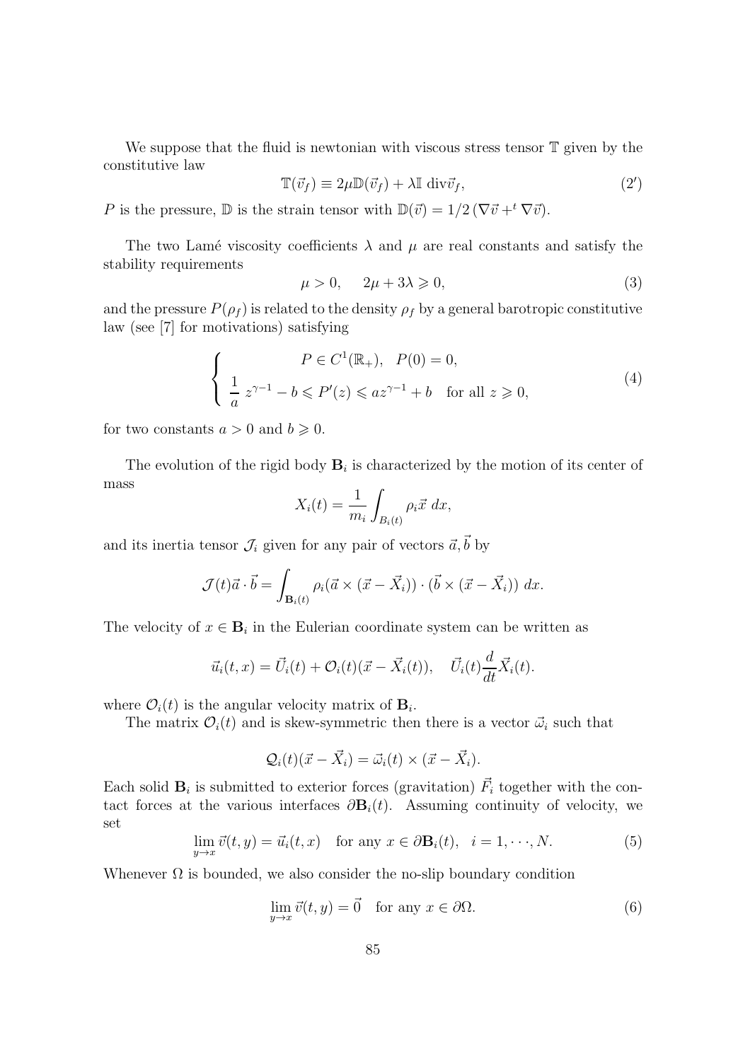We suppose that the fluid is newtonian with viscous stress tensor $\mathbb{T}$ given by the constitutive law

$$\mathbb{T}(\vec{v}_f) \equiv 2\mu\mathbb{D}(\vec{v}_f) + \lambda\mathbb{I}\ \mathrm{div}\vec{v}_f, \tag{2'}$$

$P$ is the pressure, $\mathbb{D}$ is the strain tensor with $\mathbb{D}(\vec{v}) = 1/2\,(\nabla\vec{v} +^t \nabla\vec{v})$.

The two Lamé viscosity coefficients $\lambda$ and $\mu$ are real constants and satisfy the stability requirements

$$\mu > 0, \quad 2\mu + 3\lambda \geqslant 0, \tag{3}$$

and the pressure $P(\rho_f)$ is related to the density $\rho_f$ by a general barotropic constitutive law (see [7] for motivations) satisfying

$$\left\{ \begin{array}{c} P \in C^1(\mathbb{R}_+), \quad P(0) = 0, \\ \dfrac{1}{a}\ z^{\gamma-1} - b \leqslant P'(z) \leqslant az^{\gamma-1} + b \quad \text{for all } z \geqslant 0, \end{array} \right. \tag{4}$$

for two constants $a > 0$ and $b \geqslant 0$.

The evolution of the rigid body $\mathbf{B}_i$ is characterized by the motion of its center of mass

$$X_i(t) = \frac{1}{m_i}\int_{B_i(t)} \rho_i\vec{x}\ dx,$$

and its inertia tensor $\mathcal{J}_i$ given for any pair of vectors $\vec{a}, \vec{b}$ by

$$\mathcal{J}(t)\vec{a}\cdot\vec{b} = \int_{\mathbf{B}_i(t)} \rho_i(\vec{a}\times(\vec{x}-\vec{X}_i))\cdot(\vec{b}\times(\vec{x}-\vec{X}_i))\ dx.$$

The velocity of $x \in \mathbf{B}_i$ in the Eulerian coordinate system can be written as

$$\vec{u}_i(t,x) = \vec{U}_i(t) + \mathcal{O}_i(t)(\vec{x}-\vec{X}_i(t)), \quad \vec{U}_i(t)\frac{d}{dt}\vec{X}_i(t).$$

where $\mathcal{O}_i(t)$ is the angular velocity matrix of $\mathbf{B}_i$.

The matrix $\mathcal{O}_i(t)$ and is skew-symmetric then there is a vector $\vec{\omega}_i$ such that

$$\mathcal{Q}_i(t)(\vec{x}-\vec{X}_i) = \vec{\omega}_i(t)\times(\vec{x}-\vec{X}_i).$$

Each solid $\mathbf{B}_i$ is submitted to exterior forces (gravitation) $\vec{F}_i$ together with the contact forces at the various interfaces $\partial\mathbf{B}_i(t)$. Assuming continuity of velocity, we set

$$\lim_{y\to x}\vec{v}(t,y) = \vec{u}_i(t,x) \quad \text{for any } x \in \partial\mathbf{B}_i(t), \quad i = 1,\cdots,N. \tag{5}$$

Whenever $\Omega$ is bounded, we also consider the no-slip boundary condition

$$\lim_{y\to x}\vec{v}(t,y) = \vec{0} \quad \text{for any } x \in \partial\Omega. \tag{6}$$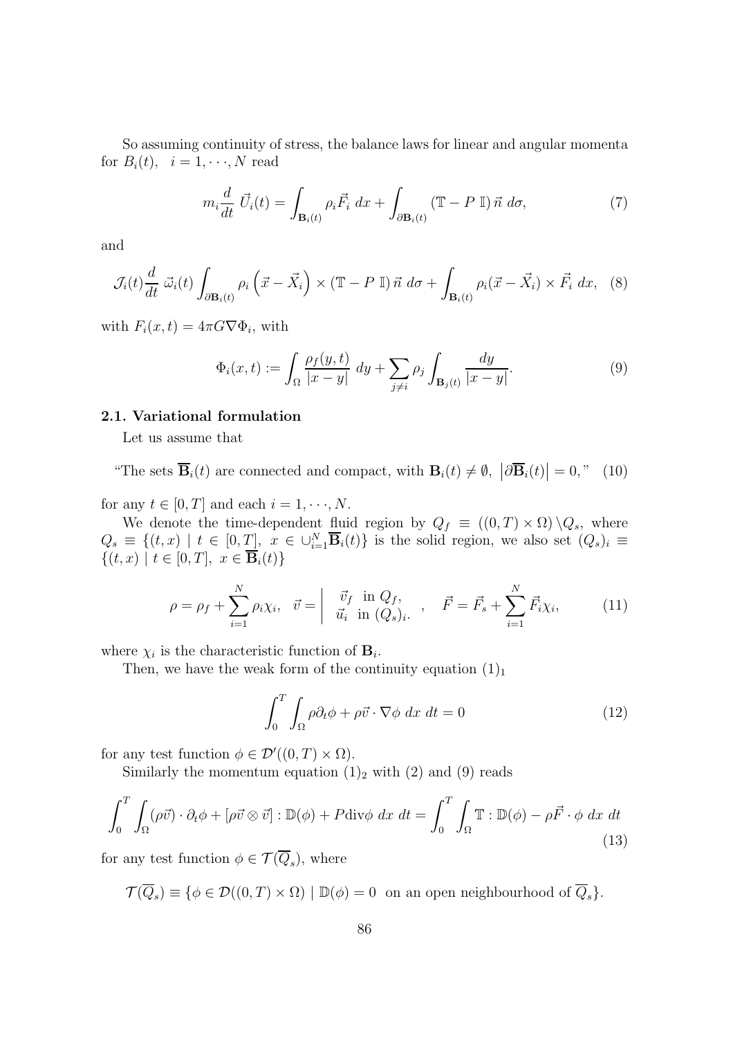So assuming continuity of stress, the balance laws for linear and angular momenta for $B_i(t), \quad i = 1, \cdots, N$ read

$$
m_i \frac{d}{dt} \vec{U}_i(t) = \int_{\mathbf{B}_i(t)} \rho_i \vec{F}_i \, dx + \int_{\partial \mathbf{B}_i(t)} (\mathbb{T} - P \, \mathbb{I}) \, \vec{n} \, d\sigma, \tag{7}
$$

and

$$
\mathcal{J}_i(t) \frac{d}{dt} \, \vec{\omega}_i(t) \int_{\partial \mathbf{B}_i(t)} \rho_i \left( \vec{x} - \vec{X}_i \right) \times (\mathbb{T} - P \, \mathbb{I}) \, \vec{n} \, d\sigma + \int_{\mathbf{B}_i(t)} \rho_i (\vec{x} - \vec{X}_i) \times \vec{F}_i \, dx, \tag{8}
$$

with $F_i(x,t) = 4\pi G \nabla \Phi_i$, with

$$
\Phi_i(x,t) := \int_{\Omega} \frac{\rho_f(y,t)}{|x-y|} \, dy + \sum_{j \neq i} \rho_j \int_{\mathbf{B}_j(t)} \frac{dy}{|x-y|}. \tag{9}
$$

### 2.1. Variational formulation

Let us assume that

$$
\text{“The sets } \overline{\mathbf{B}}_i(t) \text{ are connected and compact, with } \mathbf{B}_i(t) \neq \emptyset, \ \left| \partial \overline{\mathbf{B}}_i(t) \right| = 0,\text{”} \tag{10}
$$

for any $t \in [0,T]$ and each $i = 1, \cdots, N$.

We denote the time-dependent fluid region by $Q_f \equiv ((0,T) \times \Omega) \setminus Q_s$, where $Q_s \equiv \{(t,x) \mid t \in [0,T], \ x \in \cup_{i=1}^N \overline{\mathbf{B}}_i(t)\}$ is the solid region, we also set $(Q_s)_i \equiv \{(t,x) \mid t \in [0,T], \ x \in \overline{\mathbf{B}}_i(t)\}$

$$
\rho = \rho_f + \sum_{i=1}^{N} \rho_i \chi_i, \quad \vec{v} = \left| \begin{array}{l} \vec{v}_f \ \text{ in } Q_f, \\ \vec{u}_i \ \text{ in } (Q_s)_i. \end{array} \right. , \quad \vec{F} = \vec{F}_s + \sum_{i=1}^{N} \vec{F}_i \chi_i, \tag{11}
$$

where $\chi_i$ is the characteristic function of $\mathbf{B}_i$.

Then, we have the weak form of the continuity equation $(1)_1$

$$
\int_0^T \int_{\Omega} \rho \partial_t \phi + \rho \vec{v} \cdot \nabla \phi \, dx \, dt = 0 \tag{12}
$$

for any test function $\phi \in \mathcal{D}'((0,T) \times \Omega)$.

Similarly the momentum equation $(1)_2$ with (2) and (9) reads

$$
\int_0^T \int_{\Omega} (\rho \vec{v}) \cdot \partial_t \phi + [\rho \vec{v} \otimes \vec{v}] : \mathbb{D}(\phi) + P \text{div} \phi \, dx \, dt = \int_0^T \int_{\Omega} \mathbb{T} : \mathbb{D}(\phi) - \rho \vec{F} \cdot \phi \, dx \, dt \tag{13}
$$

for any test function $\phi \in \mathcal{T}(\overline{Q}_s)$, where

$$
\mathcal{T}(\overline{Q}_s) \equiv \{\phi \in \mathcal{D}((0,T) \times \Omega) \mid \mathbb{D}(\phi) = 0 \ \text{ on an open neighbourhood of } \overline{Q}_s\}.
$$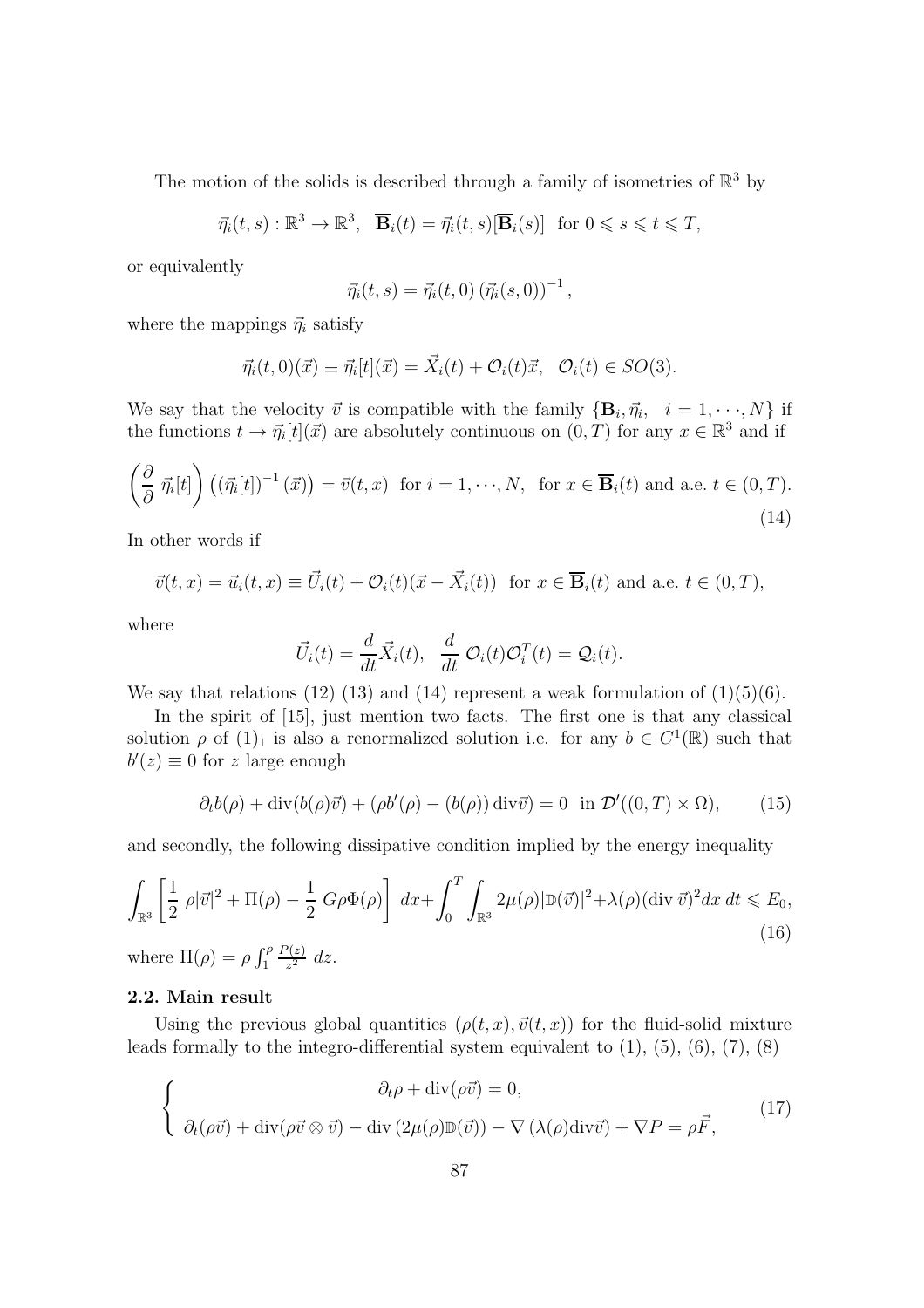The motion of the solids is described through a family of isometries of $\mathbb{R}^3$ by

$$\vec{\eta}_i(t,s) : \mathbb{R}^3 \to \mathbb{R}^3, \quad \overline{\mathbf{B}}_i(t) = \vec{\eta}_i(t,s)[\overline{\mathbf{B}}_i(s)] \text{ for } 0 \leqslant s \leqslant t \leqslant T,$$

or equivalently

$$\vec{\eta}_i(t,s) = \vec{\eta}_i(t,0)\left(\vec{\eta}_i(s,0)\right)^{-1},$$

where the mappings $\vec{\eta}_i$ satisfy

$$\vec{\eta}_i(t,0)(\vec{x}) \equiv \vec{\eta}_i[t](\vec{x}) = \vec{X}_i(t) + \mathcal{O}_i(t)\vec{x}, \quad \mathcal{O}_i(t) \in SO(3).$$

We say that the velocity $\vec{v}$ is compatible with the family $\{\mathbf{B}_i, \vec{\eta}_i, \quad i = 1, \cdots, N\}$ if the functions $t \to \vec{\eta}_i[t](\vec{x})$ are absolutely continuous on $(0,T)$ for any $x \in \mathbb{R}^3$ and if

$$\left(\frac{\partial}{\partial}\, \vec{\eta}_i[t]\right)\left(\left(\vec{\eta}_i[t]\right)^{-1}(\vec{x})\right) = \vec{v}(t,x) \text{ for } i = 1, \cdots, N, \text{ for } x \in \overline{\mathbf{B}}_i(t) \text{ and a.e. } t \in (0,T). \tag{14}$$

In other words if

$$\vec{v}(t,x) = \vec{u}_i(t,x) \equiv \vec{U}_i(t) + \mathcal{O}_i(t)(\vec{x} - \vec{X}_i(t)) \text{ for } x \in \overline{\mathbf{B}}_i(t) \text{ and a.e. } t \in (0,T),$$

where

$$\vec{U}_i(t) = \frac{d}{dt}\vec{X}_i(t), \quad \frac{d}{dt}\, \mathcal{O}_i(t)\mathcal{O}_i^T(t) = \mathcal{Q}_i(t).$$

We say that relations (12) (13) and (14) represent a weak formulation of (1)(5)(6).

In the spirit of [15], just mention two facts. The first one is that any classical solution $\rho$ of $(1)_1$ is also a renormalized solution i.e. for any $b \in C^1(\mathbb{R})$ such that $b'(z) \equiv 0$ for $z$ large enough

$$\partial_t b(\rho) + \operatorname{div}(b(\rho)\vec{v}) + (\rho b'(\rho) - (b(\rho))\operatorname{div}\vec{v}) = 0 \text{ in } \mathcal{D}'((0,T) \times \Omega), \tag{15}$$

and secondly, the following dissipative condition implied by the energy inequality

$$\int_{\mathbb{R}^3} \left[\frac{1}{2}\, \rho|\vec{v}|^2 + \Pi(\rho) - \frac{1}{2}\, G\rho\Phi(\rho)\right]\, dx + \int_0^T \int_{\mathbb{R}^3} 2\mu(\rho)|\mathbb{D}(\vec{v})|^2 + \lambda(\rho)(\operatorname{div}\vec{v})^2 dx\, dt \leqslant E_0, \tag{16}$$

where $\Pi(\rho) = \rho \int_1^\rho \frac{P(z)}{z^2}\, dz$.

### 2.2. Main result

Using the previous global quantities $(\rho(t,x), \vec{v}(t,x))$ for the fluid-solid mixture leads formally to the integro-differential system equivalent to (1), (5), (6), (7), (8)

$$\left\{\begin{array}{c} \partial_t \rho + \operatorname{div}(\rho\vec{v}) = 0, \\ \partial_t(\rho\vec{v}) + \operatorname{div}(\rho\vec{v} \otimes \vec{v}) - \operatorname{div}\left(2\mu(\rho)\mathbb{D}(\vec{v})\right) - \nabla\left(\lambda(\rho)\operatorname{div}\vec{v}\right) + \nabla P = \rho\vec{F}, \end{array}\right. \tag{17}$$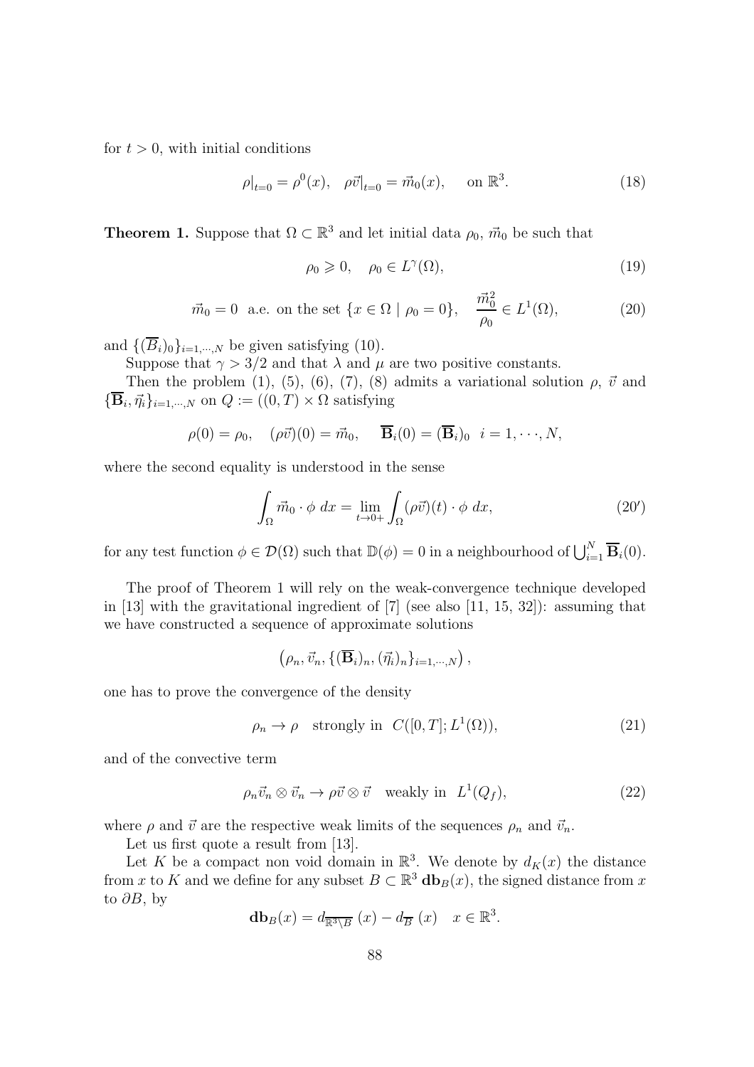for $t > 0$, with initial conditions

$$\rho|_{t=0} = \rho^0(x), \quad \rho\vec{v}|_{t=0} = \vec{m}_0(x), \quad \text{ on } \mathbb{R}^3. \tag{18}$$

**Theorem 1.** Suppose that $\Omega \subset \mathbb{R}^3$ and let initial data $\rho_0$, $\vec{m}_0$ be such that

$$\rho_0 \geqslant 0, \quad \rho_0 \in L^\gamma(\Omega), \tag{19}$$

$$\vec{m}_0 = 0 \text{ a.e. on the set } \{x \in \Omega \mid \rho_0 = 0\}, \quad \frac{\vec{m}_0^2}{\rho_0} \in L^1(\Omega), \tag{20}$$

and $\{(\overline{B}_i)_0\}_{i=1,\cdots,N}$ be given satisfying (10).

Suppose that $\gamma > 3/2$ and that $\lambda$ and $\mu$ are two positive constants.

Then the problem (1), (5), (6), (7), (8) admits a variational solution $\rho$, $\vec{v}$ and $\{\overline{\mathbf{B}}_i, \vec{\eta}_i\}_{i=1,\cdots,N}$ on $Q := ((0,T) \times \Omega$ satisfying

$$\rho(0) = \rho_0, \quad (\rho\vec{v})(0) = \vec{m}_0, \quad \overline{\mathbf{B}}_i(0) = (\overline{\mathbf{B}}_i)_0 \;\; i = 1, \cdots, N,$$

where the second equality is understood in the sense

$$\int_\Omega \vec{m}_0 \cdot \phi \; dx = \lim_{t \to 0+} \int_\Omega (\rho\vec{v})(t) \cdot \phi \; dx, \tag{20'}$$

for any test function $\phi \in \mathcal{D}(\Omega)$ such that $\mathbb{D}(\phi) = 0$ in a neighbourhood of $\bigcup_{i=1}^N \overline{\mathbf{B}}_i(0)$.

The proof of Theorem 1 will rely on the weak-convergence technique developed in [13] with the gravitational ingredient of [7] (see also [11, 15, 32]): assuming that we have constructed a sequence of approximate solutions

$$\left(\rho_n, \vec{v}_n, \{(\overline{\mathbf{B}}_i)_n, (\vec{\eta}_i)_n\}_{i=1,\cdots,N}\right),$$

one has to prove the convergence of the density

$$\rho_n \to \rho \quad \text{strongly in } \; C([0,T]; L^1(\Omega)), \tag{21}$$

and of the convective term

$$\rho_n \vec{v}_n \otimes \vec{v}_n \to \rho\vec{v} \otimes \vec{v} \quad \text{weakly in } \; L^1(Q_f), \tag{22}$$

where $\rho$ and $\vec{v}$ are the respective weak limits of the sequences $\rho_n$ and $\vec{v}_n$.

Let us first quote a result from [13].

Let $K$ be a compact non void domain in $\mathbb{R}^3$. We denote by $d_K(x)$ the distance from $x$ to $K$ and we define for any subset $B \subset \mathbb{R}^3$ $\mathbf{db}_B(x)$, the signed distance from $x$ to $\partial B$, by

$$\mathbf{db}_B(x) = d_{\overline{\mathbb{R}^3 \setminus B}}\,(x) - d_{\overline{B}}\,(x) \quad x \in \mathbb{R}^3.$$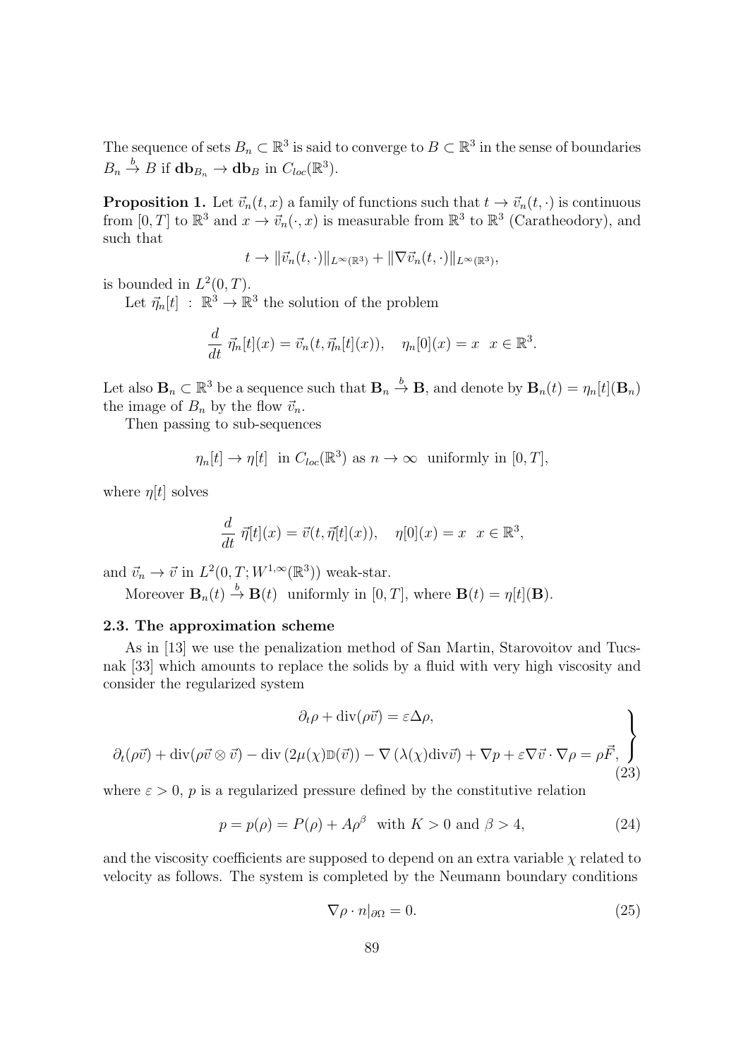The sequence of sets $B_n \subset \mathbb{R}^3$ is said to converge to $B \subset \mathbb{R}^3$ in the sense of boundaries $B_n \overset{b}{\to} B$ if $\mathbf{db}_{B_n} \to \mathbf{db}_B$ in $C_{loc}(\mathbb{R}^3)$.

**Proposition 1.** Let $\vec{v}_n(t,x)$ a family of functions such that $t \to \vec{v}_n(t,\cdot)$ is continuous from $[0,T]$ to $\mathbb{R}^3$ and $x \to \vec{v}_n(\cdot,x)$ is measurable from $\mathbb{R}^3$ to $\mathbb{R}^3$ (Caratheodory), and such that

$$t \to \|\vec{v}_n(t,\cdot)\|_{L^\infty(\mathbb{R}^3)} + \|\nabla \vec{v}_n(t,\cdot)\|_{L^\infty(\mathbb{R}^3)},$$

is bounded in $L^2(0,T)$.

Let $\vec{\eta}_n[t] \; : \; \mathbb{R}^3 \to \mathbb{R}^3$ the solution of the problem

$$\frac{d}{dt}\, \vec{\eta}_n[t](x) = \vec{v}_n(t, \vec{\eta}_n[t](x)), \quad \eta_n[0](x) = x \;\; x \in \mathbb{R}^3.$$

Let also $\mathbf{B}_n \subset \mathbb{R}^3$ be a sequence such that $\mathbf{B}_n \overset{b}{\to} \mathbf{B}$, and denote by $\mathbf{B}_n(t) = \eta_n[t](\mathbf{B}_n)$ the image of $B_n$ by the flow $\vec{v}_n$.

Then passing to sub-sequences

$$\eta_n[t] \to \eta[t] \;\; \text{in } C_{loc}(\mathbb{R}^3) \text{ as } n \to \infty \;\; \text{uniformly in } [0,T],$$

where $\eta[t]$ solves

$$\frac{d}{dt}\, \vec{\eta}[t](x) = \vec{v}(t, \vec{\eta}[t](x)), \quad \eta[0](x) = x \;\; x \in \mathbb{R}^3,$$

and $\vec{v}_n \to \vec{v}$ in $L^2(0,T; W^{1,\infty}(\mathbb{R}^3))$ weak-star.

Moreover $\mathbf{B}_n(t) \overset{b}{\to} \mathbf{B}(t)$ uniformly in $[0,T]$, where $\mathbf{B}(t) = \eta[t](\mathbf{B})$.

### 2.3. The approximation scheme

As in [13] we use the penalization method of San Martin, Starovoitov and Tucsnak [33] which amounts to replace the solids by a fluid with very high viscosity and consider the regularized system

$$\left.\begin{aligned} \partial_t \rho + \operatorname{div}(\rho \vec{v}) = \varepsilon \Delta \rho, \\ \partial_t(\rho \vec{v}) + \operatorname{div}(\rho \vec{v} \otimes \vec{v}) - \operatorname{div}\left(2\mu(\chi)\mathbb{D}(\vec{v})\right) - \nabla\left(\lambda(\chi)\operatorname{div}\vec{v}\right) + \nabla p + \varepsilon \nabla \vec{v} \cdot \nabla \rho = \rho \vec{F}, \end{aligned}\right\} \tag{23}$$

where $\varepsilon > 0$, $p$ is a regularized pressure defined by the constitutive relation

$$p = p(\rho) = P(\rho) + A\rho^\beta \;\; \text{with } K > 0 \text{ and } \beta > 4, \tag{24}$$

and the viscosity coefficients are supposed to depend on an extra variable $\chi$ related to velocity as follows. The system is completed by the Neumann boundary conditions

$$\nabla \rho \cdot n|_{\partial\Omega} = 0. \tag{25}$$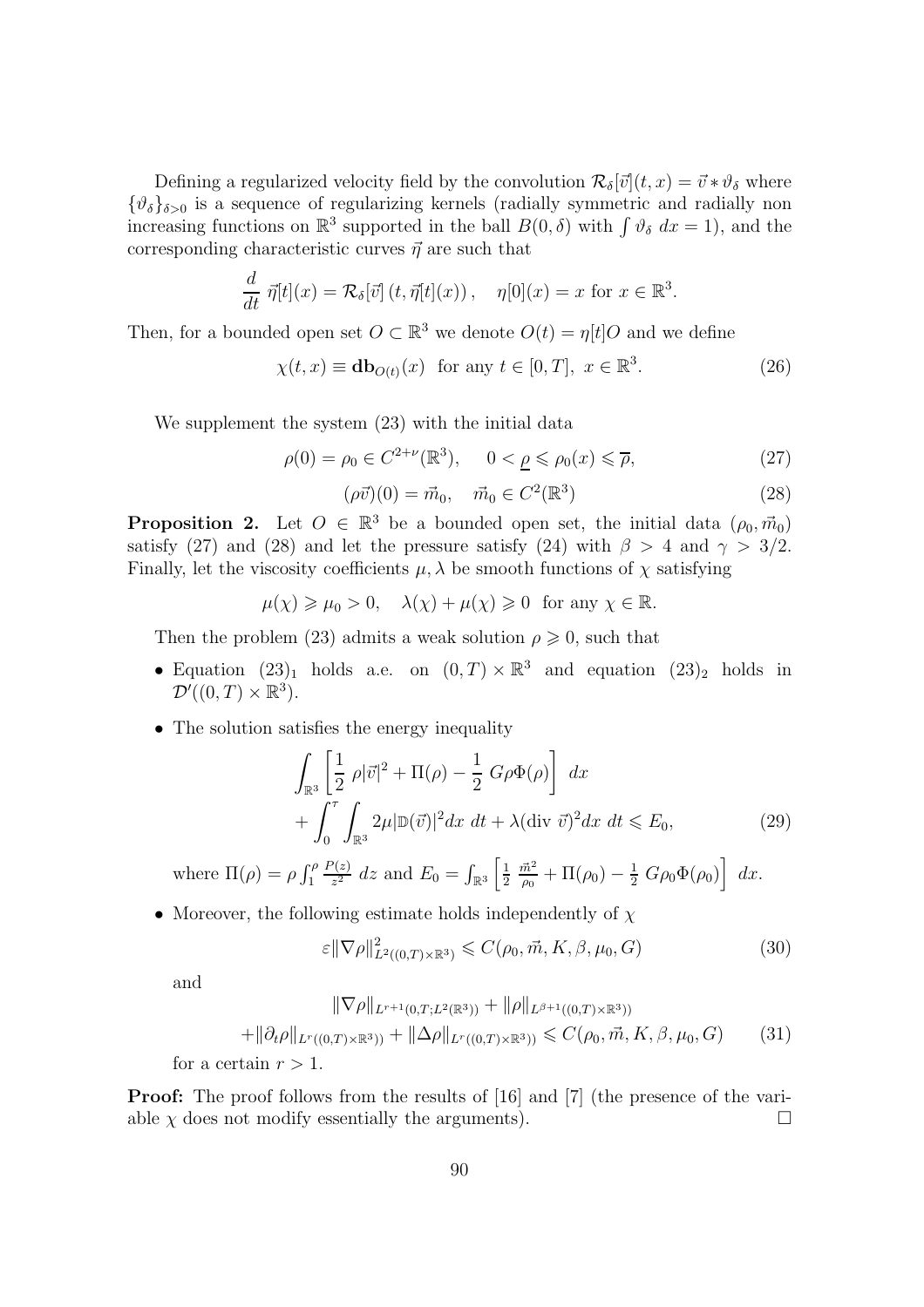Defining a regularized velocity field by the convolution $\mathcal{R}_\delta[\vec{v}](t,x) = \vec{v} * \vartheta_\delta$ where $\{\vartheta_\delta\}_{\delta>0}$ is a sequence of regularizing kernels (radially symmetric and radially non increasing functions on $\mathbb{R}^3$ supported in the ball $B(0,\delta)$ with $\int \vartheta_\delta \, dx = 1$), and the corresponding characteristic curves $\vec{\eta}$ are such that

$$\frac{d}{dt}\, \vec{\eta}[t](x) = \mathcal{R}_\delta[\vec{v}]\,(t, \vec{\eta}[t](x)), \quad \eta[0](x) = x \text{ for } x \in \mathbb{R}^3.$$

Then, for a bounded open set $O \subset \mathbb{R}^3$ we denote $O(t) = \eta[t]O$ and we define

$$\chi(t,x) \equiv \mathbf{db}_{O(t)}(x) \quad \text{for any } t \in [0,T],\ x \in \mathbb{R}^3. \tag{26}$$

We supplement the system (23) with the initial data

$$\rho(0) = \rho_0 \in C^{2+\nu}(\mathbb{R}^3), \qquad 0 < \underline{\rho} \leqslant \rho_0(x) \leqslant \overline{\rho}, \tag{27}$$

$$(\rho\vec{v})(0) = \vec{m}_0, \quad \vec{m}_0 \in C^2(\mathbb{R}^3) \tag{28}$$

**Proposition 2.** Let $O \in \mathbb{R}^3$ be a bounded open set, the initial data $(\rho_0, \vec{m}_0)$ satisfy (27) and (28) and let the pressure satisfy (24) with $\beta > 4$ and $\gamma > 3/2$. Finally, let the viscosity coefficients $\mu, \lambda$ be smooth functions of $\chi$ satisfying

$$\mu(\chi) \geqslant \mu_0 > 0, \quad \lambda(\chi) + \mu(\chi) \geqslant 0 \ \text{ for any } \chi \in \mathbb{R}.$$

Then the problem (23) admits a weak solution $\rho \geqslant 0$, such that

- Equation $(23)_1$ holds a.e. on $(0,T) \times \mathbb{R}^3$ and equation $(23)_2$ holds in $\mathcal{D}'((0,T) \times \mathbb{R}^3)$.
- The solution satisfies the energy inequality

$$\int_{\mathbb{R}^3} \left[\frac{1}{2}\,\rho|\vec{v}|^2 + \Pi(\rho) - \frac{1}{2}\,G\rho\Phi(\rho)\right]\,dx + \int_0^\tau \int_{\mathbb{R}^3} 2\mu|\mathbb{D}(\vec{v})|^2 dx\,dt + \lambda(\text{div }\vec{v})^2 dx\,dt \leqslant E_0, \tag{29}$$

where $\Pi(\rho) = \rho\int_1^\rho \frac{P(z)}{z^2}\,dz$ and $E_0 = \int_{\mathbb{R}^3}\left[\frac{1}{2}\,\frac{\vec{m}^2}{\rho_0} + \Pi(\rho_0) - \frac{1}{2}\,G\rho_0\Phi(\rho_0)\right]\,dx$.

- Moreover, the following estimate holds independently of $\chi$

$$\varepsilon\|\nabla\rho\|^2_{L^2((0,T)\times\mathbb{R}^3)} \leqslant C(\rho_0, \vec{m}, K, \beta, \mu_0, G) \tag{30}$$

and

$$\|\nabla\rho\|_{L^{r+1}(0,T;L^2(\mathbb{R}^3))} + \|\rho\|_{L^{\beta+1}((0,T)\times\mathbb{R}^3))} + \|\partial_t\rho\|_{L^r((0,T)\times\mathbb{R}^3))} + \|\Delta\rho\|_{L^r((0,T)\times\mathbb{R}^3))} \leqslant C(\rho_0, \vec{m}, K, \beta, \mu_0, G) \tag{31}$$

for a certain $r > 1$.

**Proof:** The proof follows from the results of [16] and [7] (the presence of the variable $\chi$ does not modify essentially the arguments). □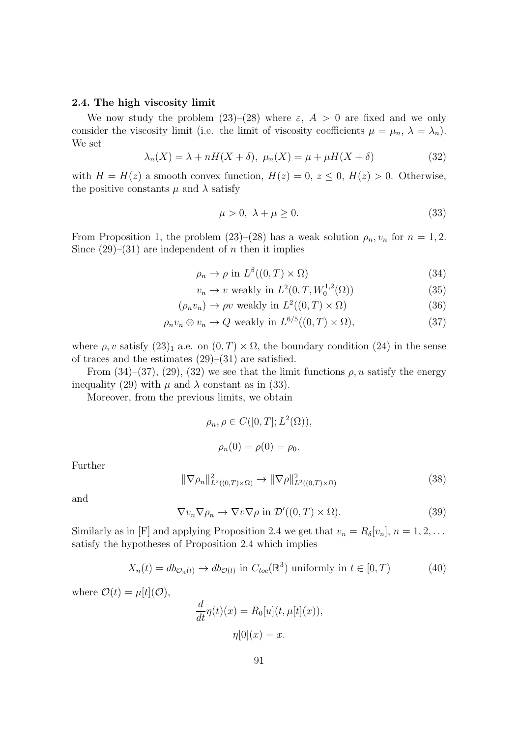### 2.4. The high viscosity limit

We now study the problem (23)–(28) where $\varepsilon$, $A > 0$ are fixed and we only consider the viscosity limit (i.e. the limit of viscosity coefficients $\mu = \mu_n$, $\lambda = \lambda_n$). We set

$$\lambda_n(X) = \lambda + nH(X+\delta),\ \mu_n(X) = \mu + \mu H(X+\delta) \tag{32}$$

with $H = H(z)$ a smooth convex function, $H(z) = 0$, $z \leq 0$, $H(z) > 0$. Otherwise, the positive constants $\mu$ and $\lambda$ satisfy

$$\mu > 0,\ \lambda + \mu \geq 0. \tag{33}$$

From Proposition 1, the problem (23)–(28) has a weak solution $\rho_n, v_n$ for $n = 1, 2$. Since (29)–(31) are independent of $n$ then it implies

$$\rho_n \to \rho \text{ in } L^\beta((0,T)\times\Omega) \tag{34}$$

$$v_n \to v \text{ weakly in } L^2(0,T,W_0^{1,2}(\Omega)) \tag{35}$$

$$(\rho_n v_n) \to \rho v \text{ weakly in } L^2((0,T)\times\Omega) \tag{36}$$

$$\rho_n v_n \otimes v_n \to Q \text{ weakly in } L^{6/5}((0,T)\times\Omega), \tag{37}$$

where $\rho, v$ satisfy $(23)_1$ a.e. on $(0,T)\times\Omega$, the boundary condition (24) in the sense of traces and the estimates (29)–(31) are satisfied.

From (34)–(37), (29), (32) we see that the limit functions $\rho, u$ satisfy the energy inequality (29) with $\mu$ and $\lambda$ constant as in (33).

Moreover, from the previous limits, we obtain

$$\rho_n, \rho \in C([0,T];L^2(\Omega)),$$

$$\rho_n(0) = \rho(0) = \rho_0.$$

Further

$$\|\nabla\rho_n\|^2_{L^2((0,T)\times\Omega)} \to \|\nabla\rho\|^2_{L^2((0,T)\times\Omega)} \tag{38}$$

and

$$\nabla v_n \nabla\rho_n \to \nabla v \nabla\rho \text{ in } \mathcal{D}'((0,T)\times\Omega). \tag{39}$$

Similarly as in [F] and applying Proposition 2.4 we get that $v_n = R_\delta[v_n]$, $n = 1, 2, \ldots$ satisfy the hypotheses of Proposition 2.4 which implies

$$X_n(t) = db_{\mathcal{O}_n(t)} \to db_{\mathcal{O}(t)} \text{ in } C_{loc}(\mathbb{R}^3) \text{ uniformly in } t \in [0,T) \tag{40}$$

where $\mathcal{O}(t) = \mu[t](\mathcal{O})$,

$$\frac{d}{dt}\eta(t)(x) = R_0[u](t,\mu[t](x)),$$

$$\eta[0](x) = x.$$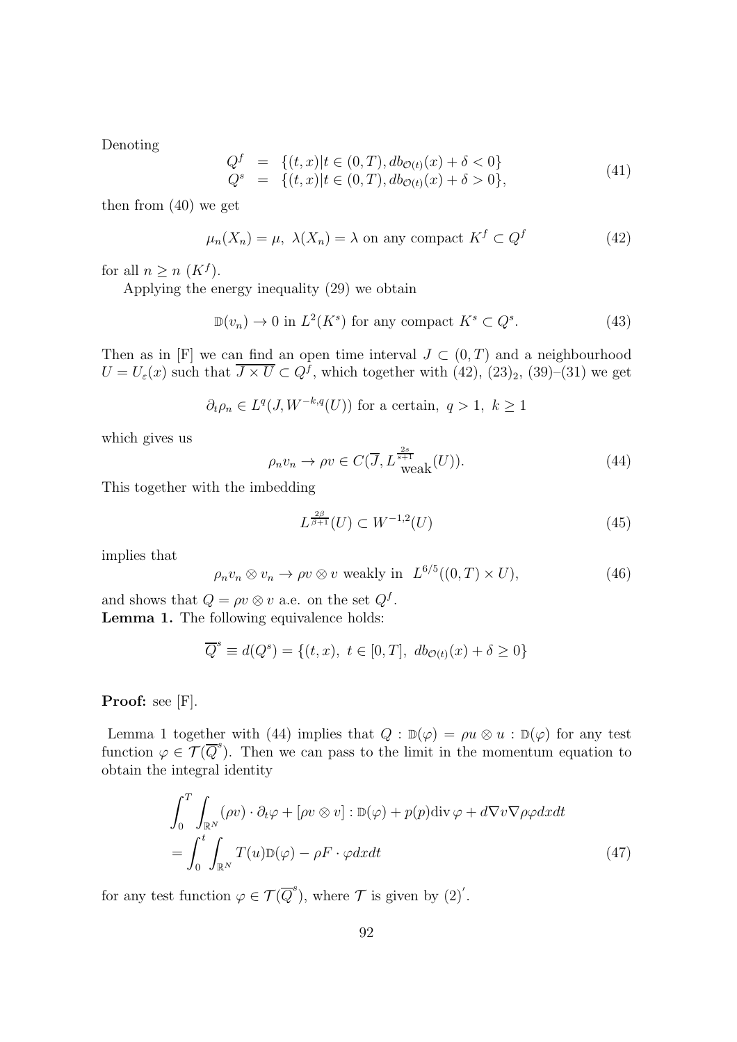Denoting

$$
\begin{array}{rcl}
Q^f & = & \{(t,x)|t \in (0,T), db_{\mathcal{O}(t)}(x) + \delta < 0\} \\
Q^s & = & \{(t,x)|t \in (0,T), db_{\mathcal{O}(t)}(x) + \delta > 0\},
\end{array}
\tag{41}
$$

then from (40) we get

$$
\mu_n(X_n) = \mu, \ \lambda(X_n) = \lambda \text{ on any compact } K^f \subset Q^f \tag{42}
$$

for all $n \geq n\ (K^f)$.

Applying the energy inequality (29) we obtain

$$
\mathbb{D}(v_n) \to 0 \text{ in } L^2(K^s) \text{ for any compact } K^s \subset Q^s. \tag{43}
$$

Then as in [F] we can find an open time interval $J \subset (0,T)$ and a neighbourhood $U = U_\varepsilon(x)$ such that $\overline{J \times U} \subset Q^f$, which together with (42), $(23)_2$, (39)–(31) we get

$$
\partial_t \rho_n \in L^q(J, W^{-k,q}(U)) \text{ for a certain, } q > 1, \ k \geq 1
$$

which gives us

$$
\rho_n v_n \to \rho v \in C(\overline{J}, L^{\frac{2s}{s+1}}_{\text{weak}}(U)). \tag{44}
$$

This together with the imbedding

$$
L^{\frac{2\beta}{\beta+1}}(U) \subset W^{-1,2}(U) \tag{45}
$$

implies that

$$
\rho_n v_n \otimes v_n \to \rho v \otimes v \text{ weakly in } \ L^{6/5}((0,T) \times U), \tag{46}
$$

and shows that $Q = \rho v \otimes v$ a.e. on the set $Q^f$.

**Lemma 1.** The following equivalence holds:

$$
\overline{Q}^s \equiv d(Q^s) = \{(t,x), \ t \in [0,T], \ db_{\mathcal{O}(t)}(x) + \delta \geq 0\}
$$

**Proof:** see [F].

Lemma 1 together with (44) implies that $Q : \mathbb{D}(\varphi) = \rho u \otimes u : \mathbb{D}(\varphi)$ for any test function $\varphi \in \mathcal{T}(\overline{Q}^s)$. Then we can pass to the limit in the momentum equation to obtain the integral identity

$$
\begin{aligned}
&\int_0^T \int_{\mathbb{R}^N} (\rho v) \cdot \partial_t \varphi + [\rho v \otimes v] : \mathbb{D}(\varphi) + p(p) \text{div}\, \varphi + d \nabla v \nabla \rho \varphi dx dt \\
&= \int_0^t \int_{\mathbb{R}^N} T(u) \mathbb{D}(\varphi) - \rho F \cdot \varphi dx dt
\end{aligned}
\tag{47}
$$

for any test function $\varphi \in \mathcal{T}(\overline{Q}^s)$, where $\mathcal{T}$ is given by $(2)'$.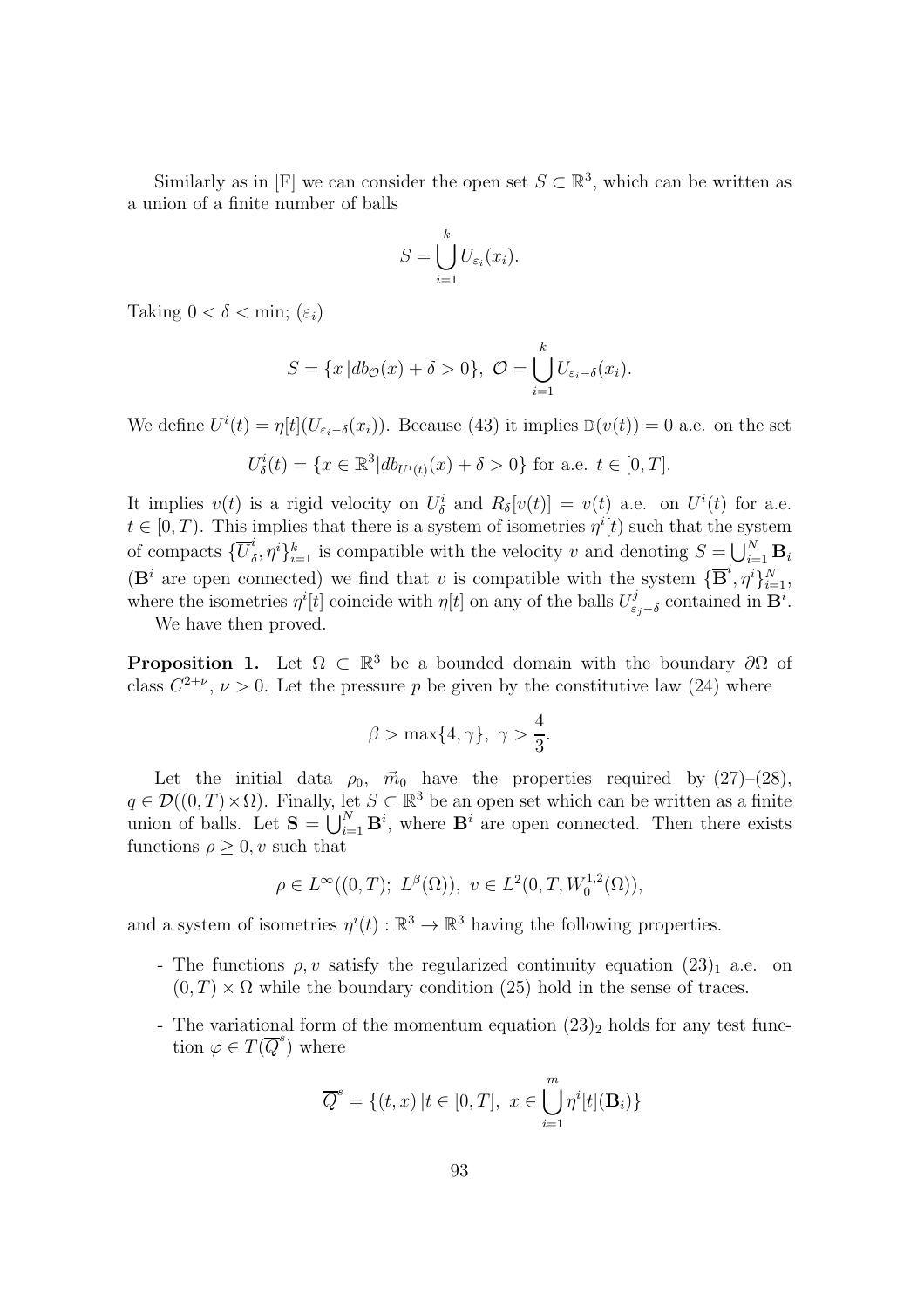Similarly as in [F] we can consider the open set $S \subset \mathbb{R}^3$, which can be written as a union of a finite number of balls

$$S = \bigcup_{i=1}^{k} U_{\varepsilon_i}(x_i).$$

Taking $0 < \delta < \min;\ (\varepsilon_i)$

$$S = \{x \,| db_{\mathcal{O}}(x) + \delta > 0\},\ \mathcal{O} = \bigcup_{i=1}^{k} U_{\varepsilon_i - \delta}(x_i).$$

We define $U^i(t) = \eta[t](U_{\varepsilon_i - \delta}(x_i))$. Because (43) it implies $\mathbb{D}(v(t)) = 0$ a.e. on the set

$$U^i_\delta(t) = \{x \in \mathbb{R}^3 | db_{U^i(t)}(x) + \delta > 0\} \text{ for a.e. } t \in [0,T].$$

It implies $v(t)$ is a rigid velocity on $U^i_\delta$ and $R_\delta[v(t)] = v(t)$ a.e. on $U^i(t)$ for a.e. $t \in [0,T)$. This implies that there is a system of isometries $\eta^i[t]$ such that the system of compacts $\{\overline{U}^i_\delta, \eta^i\}_{i=1}^k$ is compatible with the velocity $v$ and denoting $S = \bigcup_{i=1}^N \mathbf{B}_i$ ($\mathbf{B}^i$ are open connected) we find that $v$ is compatible with the system $\{\overline{\mathbf{B}}^i, \eta^i\}_{i=1}^N$, where the isometries $\eta^i[t]$ coincide with $\eta[t]$ on any of the balls $U^j_{\varepsilon_j - \delta}$ contained in $\mathbf{B}^i$.

We have then proved.

**Proposition 1.** Let $\Omega \subset \mathbb{R}^3$ be a bounded domain with the boundary $\partial\Omega$ of class $C^{2+\nu}$, $\nu > 0$. Let the pressure $p$ be given by the constitutive law (24) where

$$\beta > \max\{4, \gamma\},\ \gamma > \frac{4}{3}.$$

Let the initial data $\rho_0$, $\vec{m}_0$ have the properties required by (27)–(28), $q \in \mathcal{D}((0,T) \times \Omega)$. Finally, let $S \subset \mathbb{R}^3$ be an open set which can be written as a finite union of balls. Let $\mathbf{S} = \bigcup_{i=1}^N \mathbf{B}^i$, where $\mathbf{B}^i$ are open connected. Then there exists functions $\rho \geq 0, v$ such that

$$\rho \in L^\infty((0,T);\ L^\beta(\Omega)),\ v \in L^2(0,T, W_0^{1,2}(\Omega)),$$

and a system of isometries $\eta^i(t) : \mathbb{R}^3 \to \mathbb{R}^3$ having the following properties.

- The functions $\rho, v$ satisfy the regularized continuity equation $(23)_1$ a.e. on $(0,T) \times \Omega$ while the boundary condition (25) hold in the sense of traces.
- The variational form of the momentum equation $(23)_2$ holds for any test function $\varphi \in T(\overline{Q}^s)$ where

$$\overline{Q}^s = \{(t,x) \,| t \in [0,T],\ x \in \bigcup_{i=1}^m \eta^i[t](\mathbf{B}_i)\}$$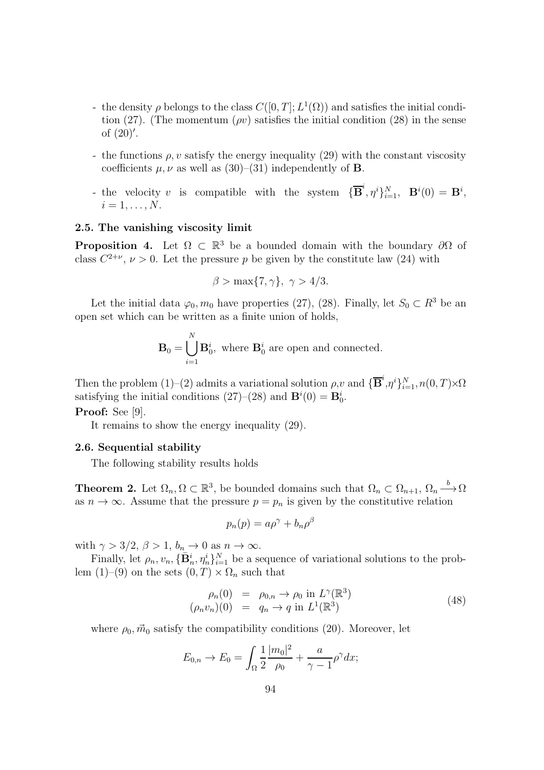- the density $\rho$ belongs to the class $C([0,T];L^1(\Omega))$ and satisfies the initial condition (27). (The momentum $(\rho v)$ satisfies the initial condition (28) in the sense of $(20)'$.

- the functions $\rho, v$ satisfy the energy inequality (29) with the constant viscosity coefficients $\mu, \nu$ as well as (30)–(31) independently of $\mathbf{B}$.

- the velocity $v$ is compatible with the system $\{\overline{\mathbf{B}}^i, \eta^i\}_{i=1}^N$, $\mathbf{B}^i(0) = \mathbf{B}^i$, $i = 1, \ldots, N$.

### 2.5. The vanishing viscosity limit

**Proposition 4.** Let $\Omega \subset \mathbb{R}^3$ be a bounded domain with the boundary $\partial\Omega$ of class $C^{2+\nu}$, $\nu > 0$. Let the pressure $p$ be given by the constitute law (24) with

$$\beta > \max\{7, \gamma\}, \; \gamma > 4/3.$$

Let the initial data $\varphi_0, m_0$ have properties (27), (28). Finally, let $S_0 \subset R^3$ be an open set which can be written as a finite union of holds,

$$\mathbf{B}_0 = \bigcup_{i=1}^N \mathbf{B}_0^i, \text{ where } \mathbf{B}_0^i \text{ are open and connected.}$$

Then the problem (1)–(2) admits a variational solution $\rho$,$v$ and $\{\overline{\mathbf{B}}^i$,$\eta^i\}_{i=1}^N, n(0,T)\times\Omega$ satisfying the initial conditions (27)–(28) and $\mathbf{B}^i(0) = \mathbf{B}_0^i$.

**Proof:** See [9].

It remains to show the energy inequality (29).

### 2.6. Sequential stability

The following stability results holds

**Theorem 2.** Let $\Omega_n, \Omega \subset \mathbb{R}^3$, be bounded domains such that $\Omega_n \subset \Omega_{n+1}$, $\Omega_n \xrightarrow{b} \Omega$ as $n \to \infty$. Assume that the pressure $p = p_n$ is given by the constitutive relation

$$p_n(p) = a\rho^\gamma + b_n\rho^\beta$$

with $\gamma > 3/2$, $\beta > 1$, $b_n \to 0$ as $n \to \infty$.

Finally, let $\rho_n, v_n, \{\bar{\mathbf{B}}_n^i, \eta_n^i\}_{i=1}^N$ be a sequence of variational solutions to the problem (1)–(9) on the sets $(0,T) \times \Omega_n$ such that

$$\begin{aligned} \rho_n(0) &= \rho_{0,n} \to \rho_0 \text{ in } L^\gamma(\mathbb{R}^3) \\ (\rho_n v_n)(0) &= q_n \to q \text{ in } L^1(\mathbb{R}^3) \end{aligned} \tag{48}$$

where $\rho_0, \vec{m}_0$ satisfy the compatibility conditions (20). Moreover, let

$$E_{0,n} \to E_0 = \int_\Omega \frac{1}{2}\frac{|m_0|^2}{\rho_0} + \frac{a}{\gamma - 1}\rho^\gamma dx;$$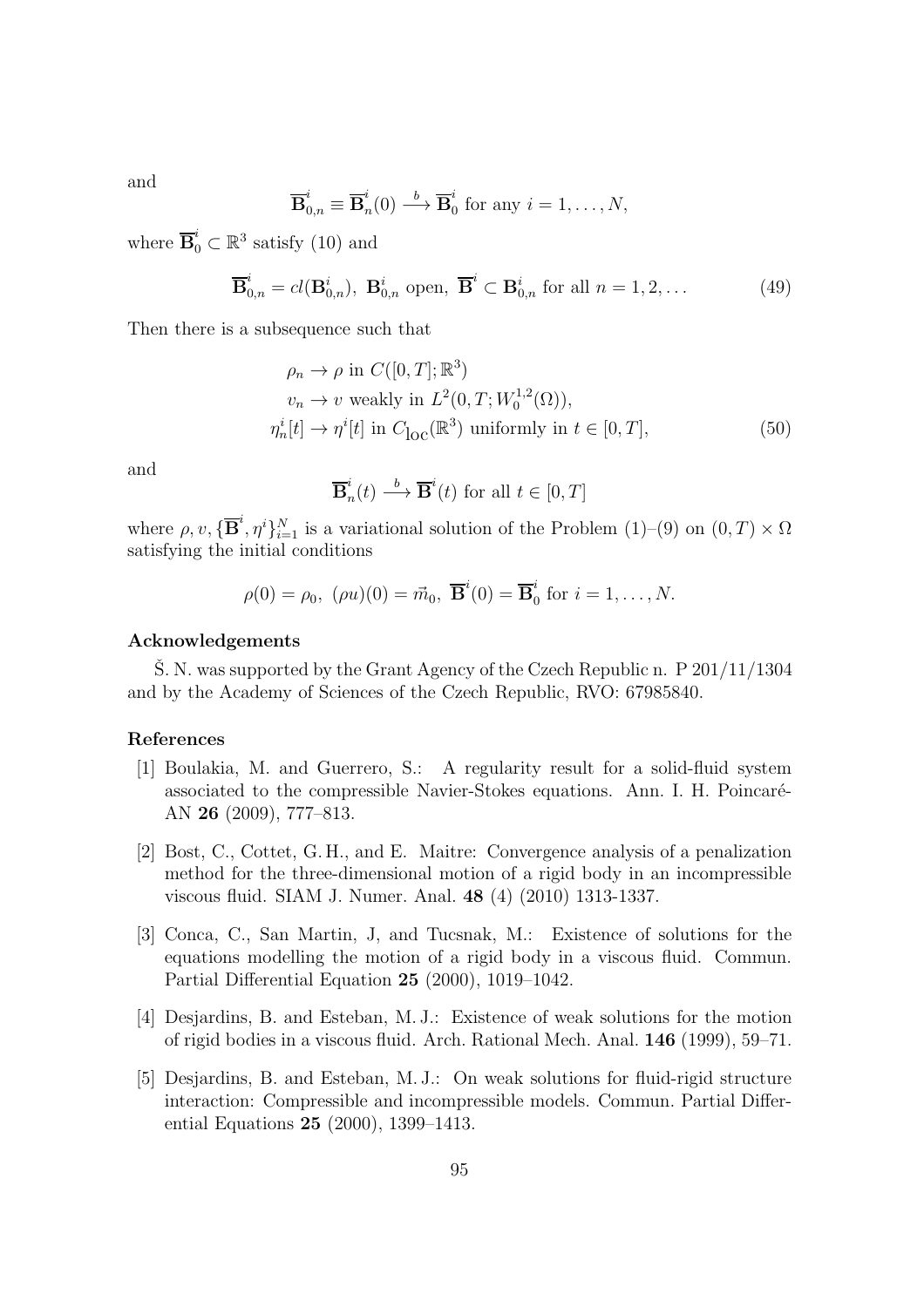and

$$\overline{\mathbf{B}}^i_{0,n} \equiv \overline{\mathbf{B}}^i_n(0) \overset{b}{\longrightarrow} \overline{\mathbf{B}}^i_0 \text{ for any } i = 1, \ldots, N,$$

where $\overline{\mathbf{B}}^i_0 \subset \mathbb{R}^3$ satisfy (10) and

$$\overline{\mathbf{B}}^i_{0,n} = cl(\mathbf{B}^i_{0,n}),\ \mathbf{B}^i_{0,n} \text{ open},\ \overline{\mathbf{B}}^i \subset \mathbf{B}^i_{0,n} \text{ for all } n = 1, 2, \ldots \tag{49}$$

Then there is a subsequence such that

$$\begin{aligned}
\rho_n &\to \rho \text{ in } C([0,T]; \mathbb{R}^3) \\
v_n &\to v \text{ weakly in } L^2(0,T; W^{1,2}_0(\Omega)), \\
\eta^i_n[t] &\to \eta^i[t] \text{ in } C_{\text{loc}}(\mathbb{R}^3) \text{ uniformly in } t \in [0,T],
\end{aligned} \tag{50}$$

and

$$\overline{\mathbf{B}}^i_n(t) \overset{b}{\longrightarrow} \overline{\mathbf{B}}^i(t) \text{ for all } t \in [0,T]$$

where $\rho, v, \{\overline{\mathbf{B}}^i, \eta^i\}_{i=1}^N$ is a variational solution of the Problem (1)–(9) on $(0,T) \times \Omega$ satisfying the initial conditions

$$\rho(0) = \rho_0,\ (\rho u)(0) = \vec{m}_0,\ \overline{\mathbf{B}}^i(0) = \overline{\mathbf{B}}^i_0 \text{ for } i = 1, \ldots, N.$$

## Acknowledgements

Š. N. was supported by the Grant Agency of the Czech Republic n. P 201/11/1304 and by the Academy of Sciences of the Czech Republic, RVO: 67985840.

## References

[1] Boulakia, M. and Guerrero, S.: A regularity result for a solid-fluid system associated to the compressible Navier-Stokes equations. Ann. I. H. Poincaré-AN **26** (2009), 777–813.

[2] Bost, C., Cottet, G. H., and E. Maitre: Convergence analysis of a penalization method for the three-dimensional motion of a rigid body in an incompressible viscous fluid. SIAM J. Numer. Anal. **48** (4) (2010) 1313-1337.

[3] Conca, C., San Martin, J, and Tucsnak, M.: Existence of solutions for the equations modelling the motion of a rigid body in a viscous fluid. Commun. Partial Differential Equation **25** (2000), 1019–1042.

[4] Desjardins, B. and Esteban, M. J.: Existence of weak solutions for the motion of rigid bodies in a viscous fluid. Arch. Rational Mech. Anal. **146** (1999), 59–71.

[5] Desjardins, B. and Esteban, M. J.: On weak solutions for fluid-rigid structure interaction: Compressible and incompressible models. Commun. Partial Differential Equations **25** (2000), 1399–1413.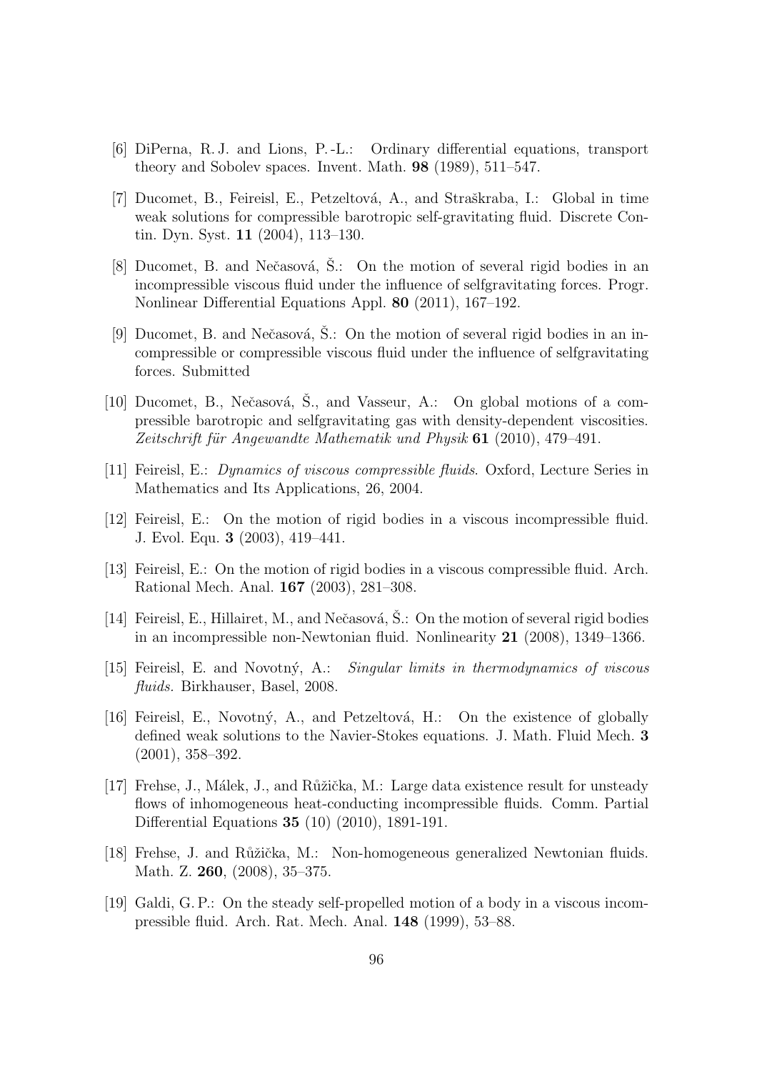[6] DiPerna, R. J. and Lions, P.-L.: Ordinary differential equations, transport theory and Sobolev spaces. Invent. Math. **98** (1989), 511–547.

[7] Ducomet, B., Feireisl, E., Petzeltová, A., and Straškraba, I.: Global in time weak solutions for compressible barotropic self-gravitating fluid. Discrete Contin. Dyn. Syst. **11** (2004), 113–130.

[8] Ducomet, B. and Nečasová, Š.: On the motion of several rigid bodies in an incompressible viscous fluid under the influence of selfgravitating forces. Progr. Nonlinear Differential Equations Appl. **80** (2011), 167–192.

[9] Ducomet, B. and Nečasová, Š.: On the motion of several rigid bodies in an incompressible or compressible viscous fluid under the influence of selfgravitating forces. Submitted

[10] Ducomet, B., Nečasová, Š., and Vasseur, A.: On global motions of a compressible barotropic and selfgravitating gas with density-dependent viscosities. *Zeitschrift für Angewandte Mathematik und Physik* **61** (2010), 479–491.

[11] Feireisl, E.: *Dynamics of viscous compressible fluids*. Oxford, Lecture Series in Mathematics and Its Applications, 26, 2004.

[12] Feireisl, E.: On the motion of rigid bodies in a viscous incompressible fluid. J. Evol. Equ. **3** (2003), 419–441.

[13] Feireisl, E.: On the motion of rigid bodies in a viscous compressible fluid. Arch. Rational Mech. Anal. **167** (2003), 281–308.

[14] Feireisl, E., Hillairet, M., and Nečasová, Š.: On the motion of several rigid bodies in an incompressible non-Newtonian fluid. Nonlinearity **21** (2008), 1349–1366.

[15] Feireisl, E. and Novotný, A.: *Singular limits in thermodynamics of viscous fluids*. Birkhauser, Basel, 2008.

[16] Feireisl, E., Novotný, A., and Petzeltová, H.: On the existence of globally defined weak solutions to the Navier-Stokes equations. J. Math. Fluid Mech. **3** (2001), 358–392.

[17] Frehse, J., Málek, J., and Růžička, M.: Large data existence result for unsteady flows of inhomogeneous heat-conducting incompressible fluids. Comm. Partial Differential Equations **35** (10) (2010), 1891-191.

[18] Frehse, J. and Růžička, M.: Non-homogeneous generalized Newtonian fluids. Math. Z. **260**, (2008), 35–375.

[19] Galdi, G. P.: On the steady self-propelled motion of a body in a viscous incompressible fluid. Arch. Rat. Mech. Anal. **148** (1999), 53–88.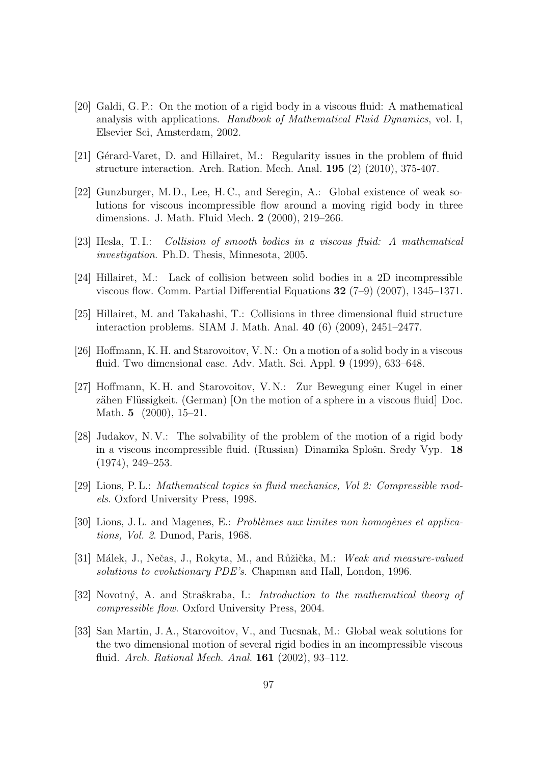[20] Galdi, G. P.: On the motion of a rigid body in a viscous fluid: A mathematical analysis with applications. *Handbook of Mathematical Fluid Dynamics*, vol. I, Elsevier Sci, Amsterdam, 2002.

[21] Gérard-Varet, D. and Hillairet, M.: Regularity issues in the problem of fluid structure interaction. Arch. Ration. Mech. Anal. **195** (2) (2010), 375-407.

[22] Gunzburger, M. D., Lee, H. C., and Seregin, A.: Global existence of weak solutions for viscous incompressible flow around a moving rigid body in three dimensions. J. Math. Fluid Mech. **2** (2000), 219–266.

[23] Hesla, T. I.: *Collision of smooth bodies in a viscous fluid: A mathematical investigation*. Ph.D. Thesis, Minnesota, 2005.

[24] Hillairet, M.: Lack of collision between solid bodies in a 2D incompressible viscous flow. Comm. Partial Differential Equations **32** (7–9) (2007), 1345–1371.

[25] Hillairet, M. and Takahashi, T.: Collisions in three dimensional fluid structure interaction problems. SIAM J. Math. Anal. **40** (6) (2009), 2451–2477.

[26] Hoffmann, K. H. and Starovoitov, V. N.: On a motion of a solid body in a viscous fluid. Two dimensional case. Adv. Math. Sci. Appl. **9** (1999), 633–648.

[27] Hoffmann, K. H. and Starovoitov, V. N.: Zur Bewegung einer Kugel in einer zähen Flüssigkeit. (German) [On the motion of a sphere in a viscous fluid] Doc. Math. **5** (2000), 15–21.

[28] Judakov, N. V.: The solvability of the problem of the motion of a rigid body in a viscous incompressible fluid. (Russian) Dinamika Splošn. Sredy Vyp. **18** (1974), 249–253.

[29] Lions, P. L.: *Mathematical topics in fluid mechanics, Vol 2: Compressible models*. Oxford University Press, 1998.

[30] Lions, J. L. and Magenes, E.: *Problèmes aux limites non homogènes et applications, Vol. 2*. Dunod, Paris, 1968.

[31] Málek, J., Nečas, J., Rokyta, M., and Růžička, M.: *Weak and measure-valued solutions to evolutionary PDE's*. Chapman and Hall, London, 1996.

[32] Novotný, A. and Straškraba, I.: *Introduction to the mathematical theory of compressible flow*. Oxford University Press, 2004.

[33] San Martin, J. A., Starovoitov, V., and Tucsnak, M.: Global weak solutions for the two dimensional motion of several rigid bodies in an incompressible viscous fluid. *Arch. Rational Mech. Anal.* **161** (2002), 93–112.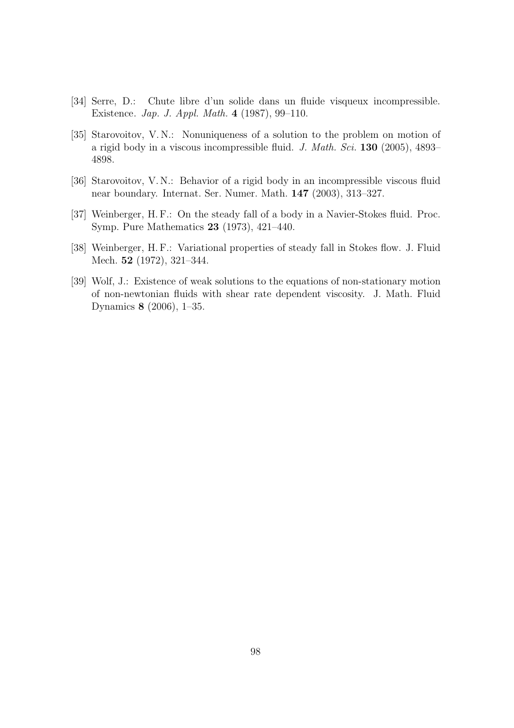[34] Serre, D.: Chute libre d'un solide dans un fluide visqueux incompressible. Existence. *Jap. J. Appl. Math.* **4** (1987), 99–110.

[35] Starovoitov, V. N.: Nonuniqueness of a solution to the problem on motion of a rigid body in a viscous incompressible fluid. *J. Math. Sci.* **130** (2005), 4893–4898.

[36] Starovoitov, V. N.: Behavior of a rigid body in an incompressible viscous fluid near boundary. Internat. Ser. Numer. Math. **147** (2003), 313–327.

[37] Weinberger, H. F.: On the steady fall of a body in a Navier-Stokes fluid. Proc. Symp. Pure Mathematics **23** (1973), 421–440.

[38] Weinberger, H. F.: Variational properties of steady fall in Stokes flow. J. Fluid Mech. **52** (1972), 321–344.

[39] Wolf, J.: Existence of weak solutions to the equations of non-stationary motion of non-newtonian fluids with shear rate dependent viscosity. J. Math. Fluid Dynamics **8** (2006), 1–35.